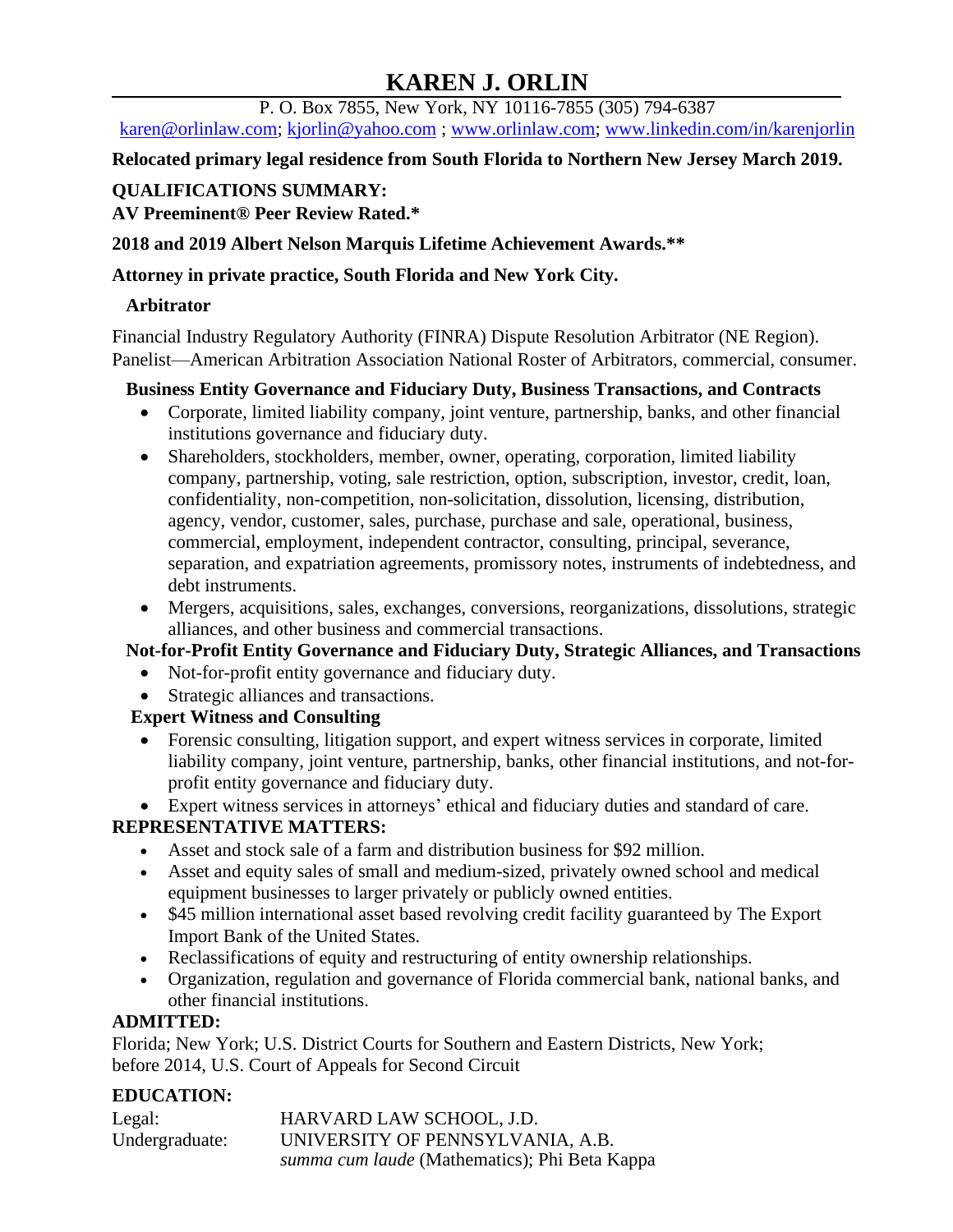# KAREN J. ORLIN

P. O. Box 7855, New York, NY 10116-7855 (305) 794-6387
karen@orlinlaw.com; kjorlin@yahoo.com ; www.orlinlaw.com; www.linkedin.com/in/karenjorlin

**Relocated primary legal residence from South Florida to Northern New Jersey March 2019.**

## QUALIFICATIONS SUMMARY:

**AV Preeminent® Peer Review Rated.***

**2018 and 2019 Albert Nelson Marquis Lifetime Achievement Awards.****

**Attorney in private practice, South Florida and New York City.**

### Arbitrator

Financial Industry Regulatory Authority (FINRA) Dispute Resolution Arbitrator (NE Region).
Panelist—American Arbitration Association National Roster of Arbitrators, commercial, consumer.

### Business Entity Governance and Fiduciary Duty, Business Transactions, and Contracts

- Corporate, limited liability company, joint venture, partnership, banks, and other financial institutions governance and fiduciary duty.
- Shareholders, stockholders, member, owner, operating, corporation, limited liability company, partnership, voting, sale restriction, option, subscription, investor, credit, loan, confidentiality, non-competition, non-solicitation, dissolution, licensing, distribution, agency, vendor, customer, sales, purchase, purchase and sale, operational, business, commercial, employment, independent contractor, consulting, principal, severance, separation, and expatriation agreements, promissory notes, instruments of indebtedness, and debt instruments.
- Mergers, acquisitions, sales, exchanges, conversions, reorganizations, dissolutions, strategic alliances, and other business and commercial transactions.

### Not-for-Profit Entity Governance and Fiduciary Duty, Strategic Alliances, and Transactions

- Not-for-profit entity governance and fiduciary duty.
- Strategic alliances and transactions.

### Expert Witness and Consulting

- Forensic consulting, litigation support, and expert witness services in corporate, limited liability company, joint venture, partnership, banks, other financial institutions, and not-for-profit entity governance and fiduciary duty.
- Expert witness services in attorneys' ethical and fiduciary duties and standard of care.

## REPRESENTATIVE MATTERS:

- Asset and stock sale of a farm and distribution business for $92 million.
- Asset and equity sales of small and medium-sized, privately owned school and medical equipment businesses to larger privately or publicly owned entities.
- $45 million international asset based revolving credit facility guaranteed by The Export Import Bank of the United States.
- Reclassifications of equity and restructuring of entity ownership relationships.
- Organization, regulation and governance of Florida commercial bank, national banks, and other financial institutions.

## ADMITTED:

Florida; New York; U.S. District Courts for Southern and Eastern Districts, New York; before 2014, U.S. Court of Appeals for Second Circuit

## EDUCATION:

| | |
|---|---|
| Legal: | HARVARD LAW SCHOOL, J.D. |
| Undergraduate: | UNIVERSITY OF PENNSYLVANIA, A.B. *summa cum laude* (Mathematics); Phi Beta Kappa |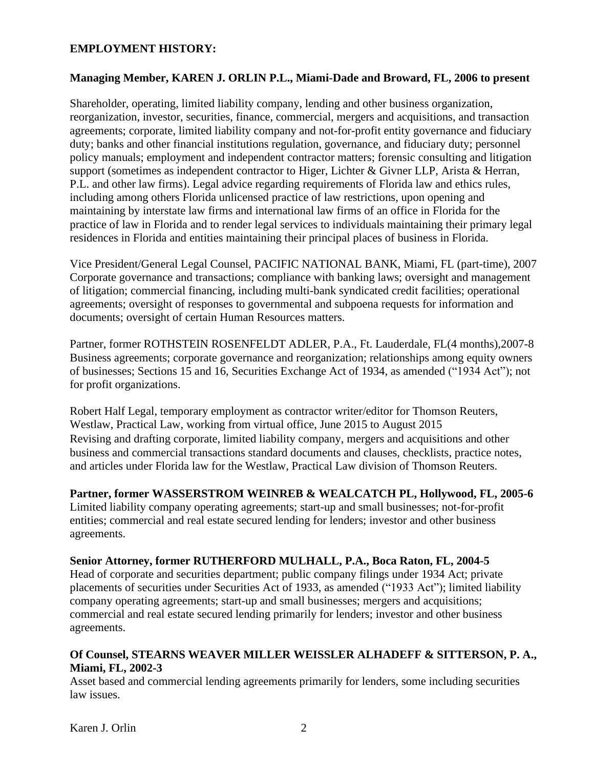**EMPLOYMENT HISTORY:**

**Managing Member, KAREN J. ORLIN P.L., Miami-Dade and Broward, FL, 2006 to present**

Shareholder, operating, limited liability company, lending and other business organization, reorganization, investor, securities, finance, commercial, mergers and acquisitions, and transaction agreements; corporate, limited liability company and not-for-profit entity governance and fiduciary duty; banks and other financial institutions regulation, governance, and fiduciary duty; personnel policy manuals; employment and independent contractor matters; forensic consulting and litigation support (sometimes as independent contractor to Higer, Lichter & Givner LLP, Arista & Herran, P.L. and other law firms). Legal advice regarding requirements of Florida law and ethics rules, including among others Florida unlicensed practice of law restrictions, upon opening and maintaining by interstate law firms and international law firms of an office in Florida for the practice of law in Florida and to render legal services to individuals maintaining their primary legal residences in Florida and entities maintaining their principal places of business in Florida.

Vice President/General Legal Counsel, PACIFIC NATIONAL BANK, Miami, FL (part-time), 2007
Corporate governance and transactions; compliance with banking laws; oversight and management of litigation; commercial financing, including multi-bank syndicated credit facilities; operational agreements; oversight of responses to governmental and subpoena requests for information and documents; oversight of certain Human Resources matters.

Partner, former ROTHSTEIN ROSENFELDT ADLER, P.A., Ft. Lauderdale, FL(4 months),2007-8
Business agreements; corporate governance and reorganization; relationships among equity owners of businesses; Sections 15 and 16, Securities Exchange Act of 1934, as amended ("1934 Act"); not for profit organizations.

Robert Half Legal, temporary employment as contractor writer/editor for Thomson Reuters, Westlaw, Practical Law, working from virtual office, June 2015 to August 2015
Revising and drafting corporate, limited liability company, mergers and acquisitions and other business and commercial transactions standard documents and clauses, checklists, practice notes, and articles under Florida law for the Westlaw, Practical Law division of Thomson Reuters.

**Partner, former WASSERSTROM WEINREB & WEALCATCH PL, Hollywood, FL, 2005-6**
Limited liability company operating agreements; start-up and small businesses; not-for-profit entities; commercial and real estate secured lending for lenders; investor and other business agreements.

**Senior Attorney, former RUTHERFORD MULHALL, P.A., Boca Raton, FL, 2004-5**
Head of corporate and securities department; public company filings under 1934 Act; private placements of securities under Securities Act of 1933, as amended ("1933 Act"); limited liability company operating agreements; start-up and small businesses; mergers and acquisitions; commercial and real estate secured lending primarily for lenders; investor and other business agreements.

**Of Counsel, STEARNS WEAVER MILLER WEISSLER ALHADEFF & SITTERSON, P. A., Miami, FL, 2002-3**
Asset based and commercial lending agreements primarily for lenders, some including securities law issues.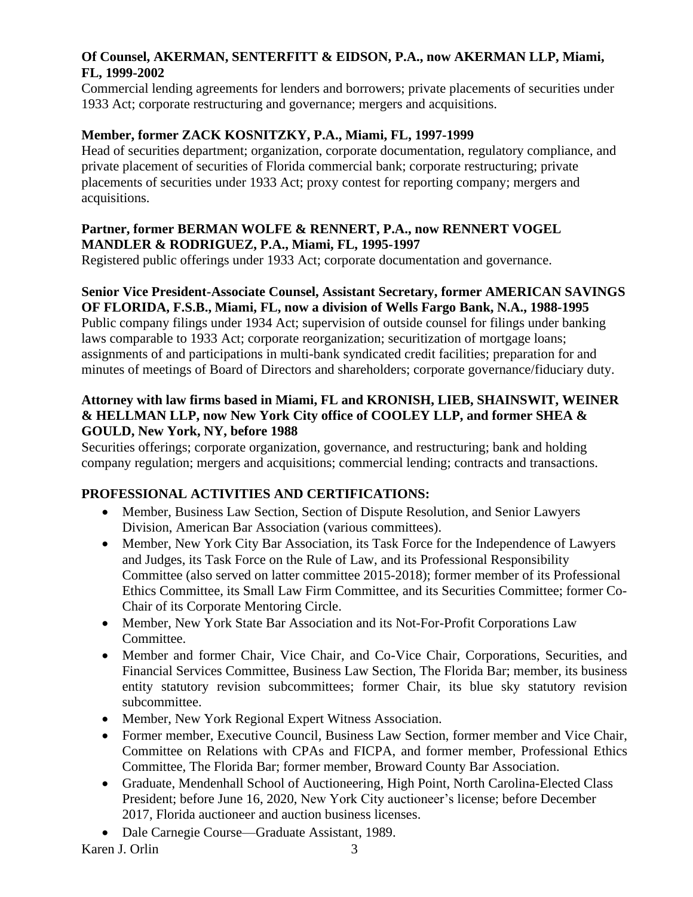**Of Counsel, AKERMAN, SENTERFITT & EIDSON, P.A., now AKERMAN LLP, Miami, FL, 1999-2002**

Commercial lending agreements for lenders and borrowers; private placements of securities under 1933 Act; corporate restructuring and governance; mergers and acquisitions.

**Member, former ZACK KOSNITZKY, P.A., Miami, FL, 1997-1999**

Head of securities department; organization, corporate documentation, regulatory compliance, and private placement of securities of Florida commercial bank; corporate restructuring; private placements of securities under 1933 Act; proxy contest for reporting company; mergers and acquisitions.

**Partner, former BERMAN WOLFE & RENNERT, P.A., now RENNERT VOGEL MANDLER & RODRIGUEZ, P.A., Miami, FL, 1995-1997**

Registered public offerings under 1933 Act; corporate documentation and governance.

**Senior Vice President-Associate Counsel, Assistant Secretary, former AMERICAN SAVINGS OF FLORIDA, F.S.B., Miami, FL, now a division of Wells Fargo Bank, N.A., 1988-1995**

Public company filings under 1934 Act; supervision of outside counsel for filings under banking laws comparable to 1933 Act; corporate reorganization; securitization of mortgage loans; assignments of and participations in multi-bank syndicated credit facilities; preparation for and minutes of meetings of Board of Directors and shareholders; corporate governance/fiduciary duty.

**Attorney with law firms based in Miami, FL and KRONISH, LIEB, SHAINSWIT, WEINER & HELLMAN LLP, now New York City office of COOLEY LLP, and former SHEA & GOULD, New York, NY, before 1988**

Securities offerings; corporate organization, governance, and restructuring; bank and holding company regulation; mergers and acquisitions; commercial lending; contracts and transactions.

**PROFESSIONAL ACTIVITIES AND CERTIFICATIONS:**

- Member, Business Law Section, Section of Dispute Resolution, and Senior Lawyers Division, American Bar Association (various committees).
- Member, New York City Bar Association, its Task Force for the Independence of Lawyers and Judges, its Task Force on the Rule of Law, and its Professional Responsibility Committee (also served on latter committee 2015-2018); former member of its Professional Ethics Committee, its Small Law Firm Committee, and its Securities Committee; former Co-Chair of its Corporate Mentoring Circle.
- Member, New York State Bar Association and its Not-For-Profit Corporations Law Committee.
- Member and former Chair, Vice Chair, and Co-Vice Chair, Corporations, Securities, and Financial Services Committee, Business Law Section, The Florida Bar; member, its business entity statutory revision subcommittees; former Chair, its blue sky statutory revision subcommittee.
- Member, New York Regional Expert Witness Association.
- Former member, Executive Council, Business Law Section, former member and Vice Chair, Committee on Relations with CPAs and FICPA, and former member, Professional Ethics Committee, The Florida Bar; former member, Broward County Bar Association.
- Graduate, Mendenhall School of Auctioneering, High Point, North Carolina-Elected Class President; before June 16, 2020, New York City auctioneer's license; before December 2017, Florida auctioneer and auction business licenses.
- Dale Carnegie Course—Graduate Assistant, 1989.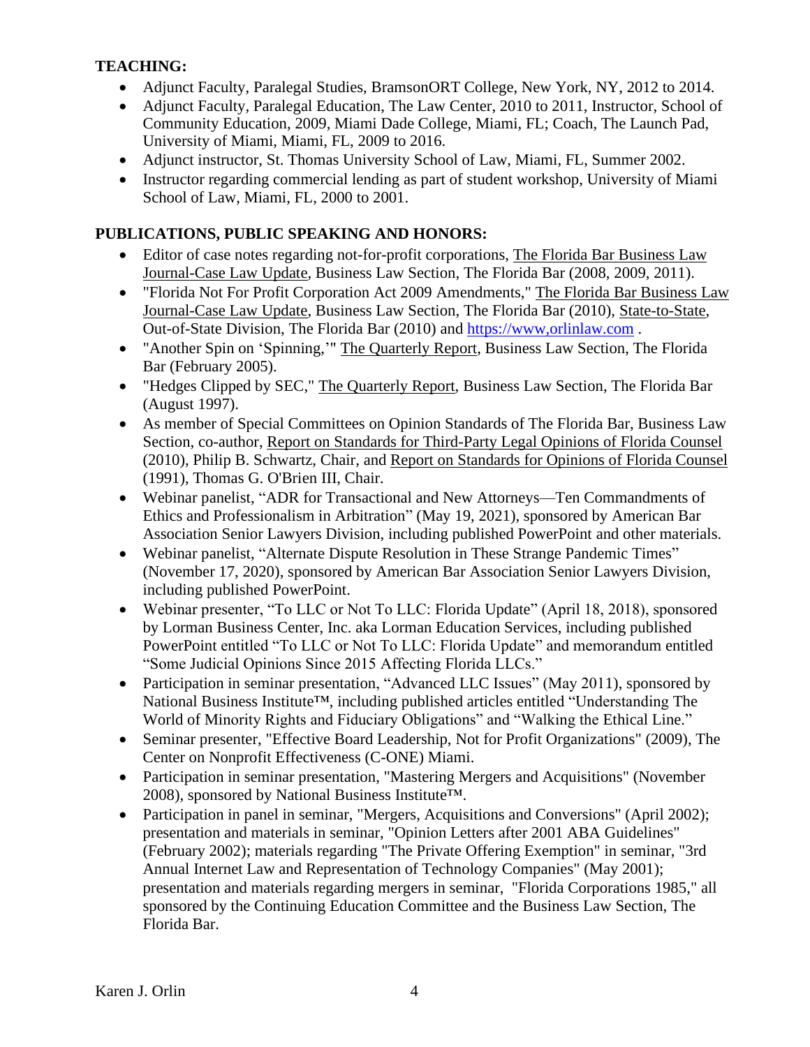**TEACHING:**

- Adjunct Faculty, Paralegal Studies, BramsonORT College, New York, NY, 2012 to 2014.
- Adjunct Faculty, Paralegal Education, The Law Center, 2010 to 2011, Instructor, School of Community Education, 2009, Miami Dade College, Miami, FL; Coach, The Launch Pad, University of Miami, Miami, FL, 2009 to 2016.
- Adjunct instructor, St. Thomas University School of Law, Miami, FL, Summer 2002.
- Instructor regarding commercial lending as part of student workshop, University of Miami School of Law, Miami, FL, 2000 to 2001.

**PUBLICATIONS, PUBLIC SPEAKING AND HONORS:**

- Editor of case notes regarding not-for-profit corporations, The Florida Bar Business Law Journal-Case Law Update, Business Law Section, The Florida Bar (2008, 2009, 2011).
- "Florida Not For Profit Corporation Act 2009 Amendments," The Florida Bar Business Law Journal-Case Law Update, Business Law Section, The Florida Bar (2010), State-to-State, Out-of-State Division, The Florida Bar (2010) and https://www,orlinlaw.com .
- "Another Spin on 'Spinning,'" The Quarterly Report, Business Law Section, The Florida Bar (February 2005).
- "Hedges Clipped by SEC," The Quarterly Report, Business Law Section, The Florida Bar (August 1997).
- As member of Special Committees on Opinion Standards of The Florida Bar, Business Law Section, co-author, Report on Standards for Third-Party Legal Opinions of Florida Counsel (2010), Philip B. Schwartz, Chair, and Report on Standards for Opinions of Florida Counsel (1991), Thomas G. O'Brien III, Chair.
- Webinar panelist, "ADR for Transactional and New Attorneys—Ten Commandments of Ethics and Professionalism in Arbitration" (May 19, 2021), sponsored by American Bar Association Senior Lawyers Division, including published PowerPoint and other materials.
- Webinar panelist, "Alternate Dispute Resolution in These Strange Pandemic Times" (November 17, 2020), sponsored by American Bar Association Senior Lawyers Division, including published PowerPoint.
- Webinar presenter, "To LLC or Not To LLC: Florida Update" (April 18, 2018), sponsored by Lorman Business Center, Inc. aka Lorman Education Services, including published PowerPoint entitled "To LLC or Not To LLC: Florida Update" and memorandum entitled "Some Judicial Opinions Since 2015 Affecting Florida LLCs."
- Participation in seminar presentation, "Advanced LLC Issues" (May 2011), sponsored by National Business Institute™, including published articles entitled "Understanding The World of Minority Rights and Fiduciary Obligations" and "Walking the Ethical Line."
- Seminar presenter, "Effective Board Leadership, Not for Profit Organizations" (2009), The Center on Nonprofit Effectiveness (C-ONE) Miami.
- Participation in seminar presentation, "Mastering Mergers and Acquisitions" (November 2008), sponsored by National Business Institute™.
- Participation in panel in seminar, "Mergers, Acquisitions and Conversions" (April 2002); presentation and materials in seminar, "Opinion Letters after 2001 ABA Guidelines" (February 2002); materials regarding "The Private Offering Exemption" in seminar, "3rd Annual Internet Law and Representation of Technology Companies" (May 2001); presentation and materials regarding mergers in seminar, "Florida Corporations 1985," all sponsored by the Continuing Education Committee and the Business Law Section, The Florida Bar.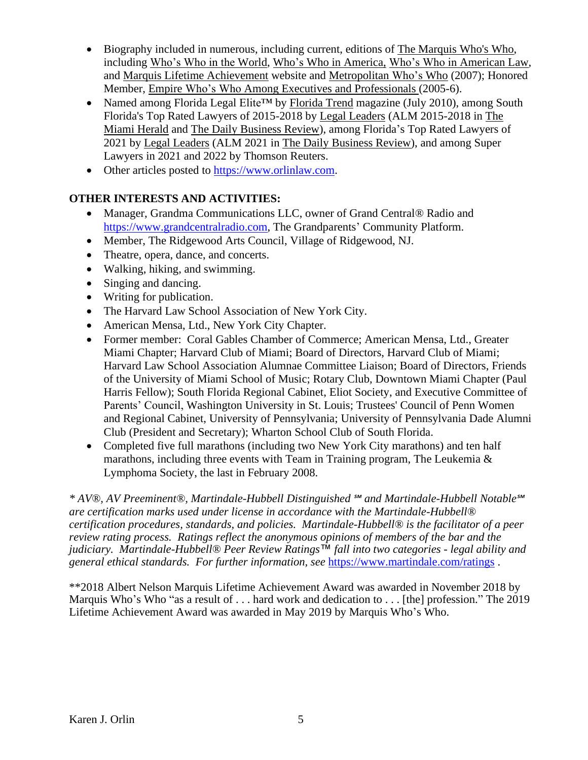- Biography included in numerous, including current, editions of The Marquis Who's Who, including Who's Who in the World, Who's Who in America, Who's Who in American Law, and Marquis Lifetime Achievement website and Metropolitan Who's Who (2007); Honored Member, Empire Who's Who Among Executives and Professionals (2005-6).
- Named among Florida Legal Elite™ by Florida Trend magazine (July 2010), among South Florida's Top Rated Lawyers of 2015-2018 by Legal Leaders (ALM 2015-2018 in The Miami Herald and The Daily Business Review), among Florida's Top Rated Lawyers of 2021 by Legal Leaders (ALM 2021 in The Daily Business Review), and among Super Lawyers in 2021 and 2022 by Thomson Reuters.
- Other articles posted to https://www.orlinlaw.com.

**OTHER INTERESTS AND ACTIVITIES:**

- Manager, Grandma Communications LLC, owner of Grand Central® Radio and https://www.grandcentralradio.com, The Grandparents' Community Platform.
- Member, The Ridgewood Arts Council, Village of Ridgewood, NJ.
- Theatre, opera, dance, and concerts.
- Walking, hiking, and swimming.
- Singing and dancing.
- Writing for publication.
- The Harvard Law School Association of New York City.
- American Mensa, Ltd., New York City Chapter.
- Former member: Coral Gables Chamber of Commerce; American Mensa, Ltd., Greater Miami Chapter; Harvard Club of Miami; Board of Directors, Harvard Club of Miami; Harvard Law School Association Alumnae Committee Liaison; Board of Directors, Friends of the University of Miami School of Music; Rotary Club, Downtown Miami Chapter (Paul Harris Fellow); South Florida Regional Cabinet, Eliot Society, and Executive Committee of Parents' Council, Washington University in St. Louis; Trustees' Council of Penn Women and Regional Cabinet, University of Pennsylvania; University of Pennsylvania Dade Alumni Club (President and Secretary); Wharton School Club of South Florida.
- Completed five full marathons (including two New York City marathons) and ten half marathons, including three events with Team in Training program, The Leukemia & Lymphoma Society, the last in February 2008.

*\* AV®, AV Preeminent®, Martindale-Hubbell Distinguished ℠ and Martindale-Hubbell Notable℠ are certification marks used under license in accordance with the Martindale-Hubbell® certification procedures, standards, and policies. Martindale-Hubbell® is the facilitator of a peer review rating process. Ratings reflect the anonymous opinions of members of the bar and the judiciary. Martindale-Hubbell® Peer Review Ratings™ fall into two categories - legal ability and general ethical standards. For further information, see* https://www.martindale.com/ratings .

**2018 Albert Nelson Marquis Lifetime Achievement Award was awarded in November 2018 by Marquis Who's Who "as a result of . . . hard work and dedication to . . . [the] profession." The 2019 Lifetime Achievement Award was awarded in May 2019 by Marquis Who's Who.